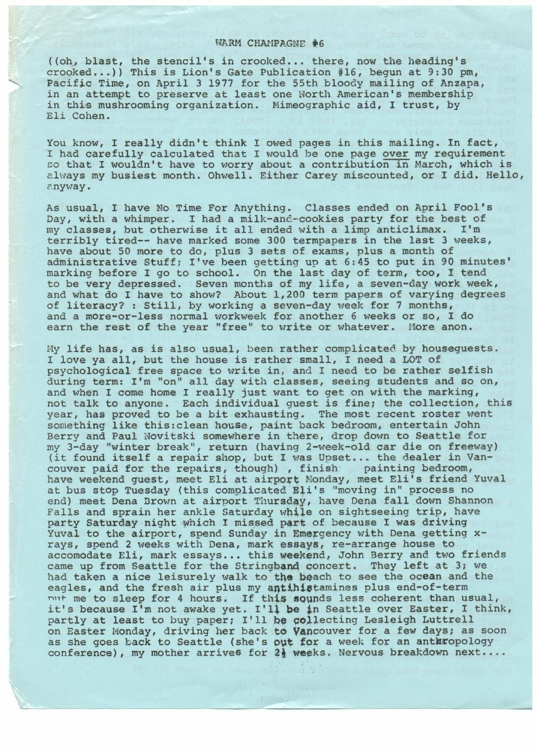# WARM CHAMPAGNE #6

((oh, blast, the stencil's in crooked... there, now the heading's crooked...)) This is Lion's Gate Publication #16, begun at 9:30 pm, Pacific Time, on April 3 1977 for the 55th bloody mailing of Anzapa, in an attempt to preserve at least one North American's membership in this mushrooming organization. Mimeographic aid, I trust, by Eli Cohen.

You know, I really didn't think I owed pages in this mailing. In fact, I had carefully calculated that I would be one page over my requirement so that I wouldn't have to worry about a contribution in March, which is always my busiest month. Ohwell. Either Carey miscounted, or I did. Hello, anyway.

As usual, I have No Time For Anything. Classes ended on April Fool's Day, with a whimper. I had a milk-and-cookies party for the best of my classes, but otherwise it all ended with a limp anticlimax. I'm terribly tired-- have marked some 300 termpapers in the last 3 weeks, have about 50 more to do, plus 3 sets of exams, plus a month of administrative Stuff; I've been getting up at 6:45 to put in 90 minutes' marking before I go to school. On the last day of term, too, I tend to be very depressed. Seven months of my life, a seven-day work week, and what do I have to show? About 1,200 term papers of varying degrees of literacy? : Still, by working a seven-day week for 7 months, and a more-or-less normal workweek for another 6 weeks or so, I do earn the rest of the year "free" to write or whatever. More anon.

My life has, as is also usual, been rather complicated by houseguests. I love ya all, but the house is rather small, I need a LOT of psychological free space to write in, and I need to be rather selfish during term: I'm "on" all day with classes, seeing students and so on, and when I come home I really just want to get on with the marking, not talk to anyone. Each individual guest is fine; the collection, this year, has proved to be a bit exhausting. The most recent roster went something like this:clean house, paint back bedroom, entertain John Berry and Paul Novitski somewhere in there, drop down to Seattle for my 3-day "winter break", return (having 2-week-old car die on freeway) (it found itself a repair shop, but I was Upset... the dealer in Vancouver paid for the repairs, though) , finish painting bedroom, have weekend guest, meet Eli at airport Monday, meet Eli's friend Yuval at bus stop Tuesday (this complicated Eli's "moving in" process no end) meet Dena Brown at airport Thursday, have Dena fall down Shannon Falls and sprain her ankle Saturday while on sightseeing trip, have party Saturday night which I missed part of because I was driving Yuval to the airport, spend Sunday in Emergency with Dena getting x-rays, spend 2 weeks with Dena, mark essays, re-arrange house to accomodate Eli, mark essays... this weekend, John Berry and two friends came up from Seattle for the Stringband concert. They left at 3; we had taken a nice leisurely walk to the beach to see the ocean and the eagles, and the fresh air plus my antihistamines plus end-of-term put me to sleep for 4 hours. If this sounds less coherent than usual, it's because I'm not awake yet. I'll be in Seattle over Easter, I think, partly at least to buy paper; I'll be collecting Lesleigh Luttrell on Easter Monday, driving her back to Vancouver for a few days; as soon as she goes back to Seattle (she's out for a week for an anthropology conference), my mother arrives for 2½ weeks. Nervous breakdown next....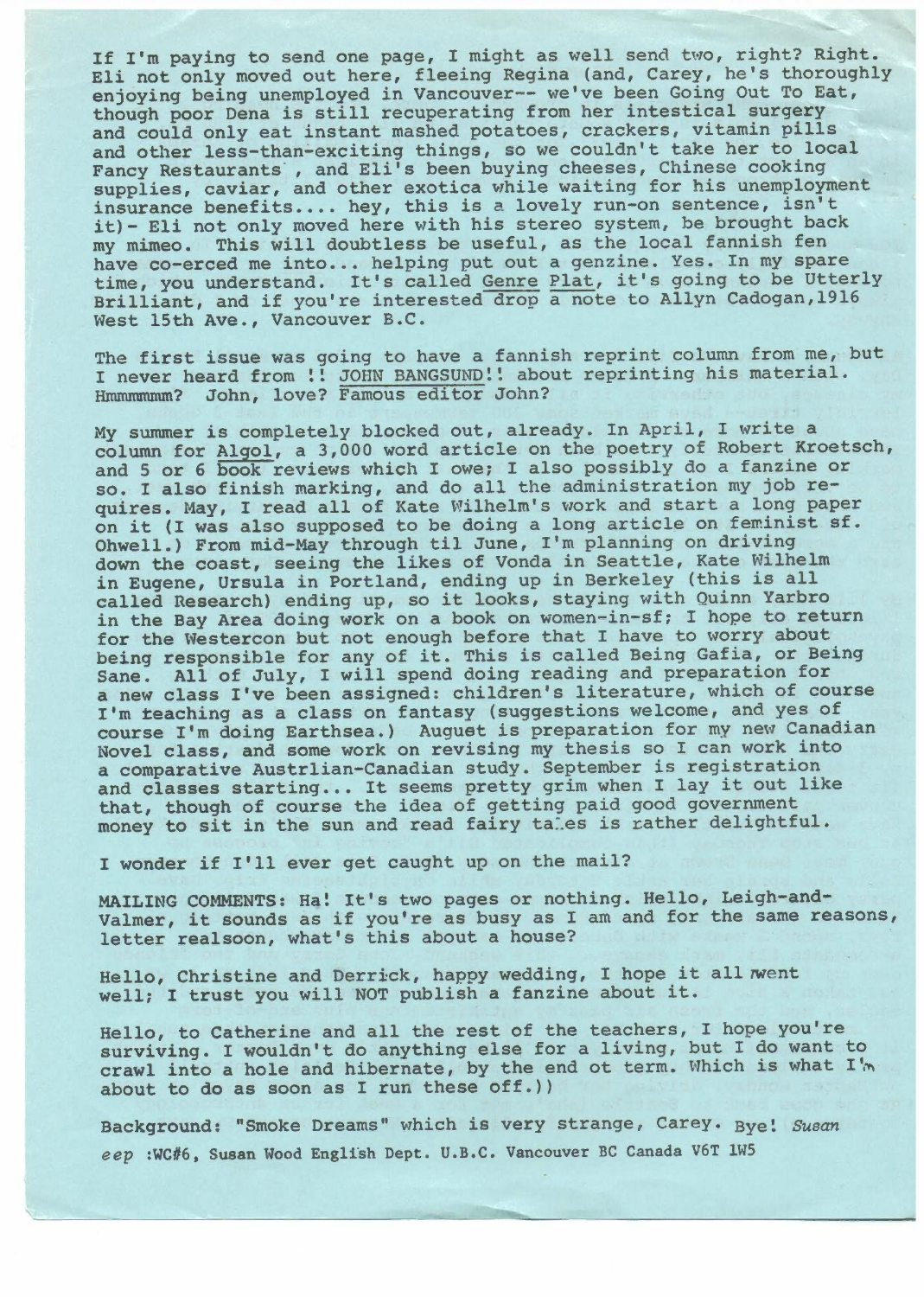If I'm paying to send one page, I might as well send two, right? Right. Eli not only moved out here, fleeing Regina (and, Carey, he's thoroughly enjoying being unemployed in Vancouver-- we've been Going Out To Eat, though poor Dena is still recuperating from her intestical surgery and could only eat instant mashed potatoes, crackers, vitamin pills and other less-than-exciting things, so we couldn't take her to local Fancy Restaurants , and Eli's been buying cheeses, Chinese cooking supplies, caviar, and other exotica while waiting for his unemployment insurance benefits.... hey, this is a lovely run-on sentence, isn't it)- Eli not only moved here with his stereo system, be brought back my mimeo. This will doubtless be useful, as the local fannish fen have co-erced me into... helping put out a genzine. Yes. In my spare time, you understand. It's called Genre Plat, it's going to be Utterly Brilliant, and if you're interested drop a note to Allyn Cadogan,1916 West 15th Ave., Vancouver B.C.

The first issue was going to have a fannish reprint column from me, but I never heard from !! JOHN BANGSUND!! about reprinting his material. Hmmmmmm? John, love? Famous editor John?

My summer is completely blocked out, already. In April, I write a column for Algol, a 3,000 word article on the poetry of Robert Kroetsch, and 5 or 6 book reviews which I owe; I also possibly do a fanzine or so. I also finish marking, and do all the administration my job requires. May, I read all of Kate Wilhelm's work and start a long paper on it (I was also supposed to be doing a long article on feminist sf. Ohwell.) From mid-May through til June, I'm planning on driving down the coast, seeing the likes of Vonda in Seattle, Kate Wilhelm in Eugene, Ursula in Portland, ending up in Berkeley (this is all called Research) ending up, so it looks, staying with Quinn Yarbro in the Bay Area doing work on a book on women-in-sf; I hope to return for the Westercon but not enough before that I have to worry about being responsible for any of it. This is called Being Gafia, or Being Sane. All of July, I will spend doing reading and preparation for a new class I've been assigned: children's literature, which of course I'm teaching as a class on fantasy (suggestions welcome, and yes of course I'm doing Earthsea.) Auguet is preparation for my new Canadian Novel class, and some work on revising my thesis so I can work into a comparative Austrlian-Canadian study. September is registration and classes starting... It seems pretty grim when I lay it out like that, though of course the idea of getting paid good government money to sit in the sun and read fairy tales is rather delightful.

I wonder if I'll ever get caught up on the mail?

MAILING COMMENTS: Ha! It's two pages or nothing. Hello, Leigh-and-Valmer, it sounds as if you're as busy as I am and for the same reasons, letter realsoon, what's this about a house?

Hello, Christine and Derrick, happy wedding, I hope it all went well; I trust you will NOT publish a fanzine about it.

Hello, to Catherine and all the rest of the teachers, I hope you're surviving. I wouldn't do anything else for a living, but I do want to crawl into a hole and hibernate, by the end ot term. Which is what I'm about to do as soon as I run these off.))

Background: "Smoke Dreams" which is very strange, Carey. Bye! *Susan*

*eep* :WC#6, Susan Wood English Dept. U.B.C. Vancouver BC Canada V6T 1W5